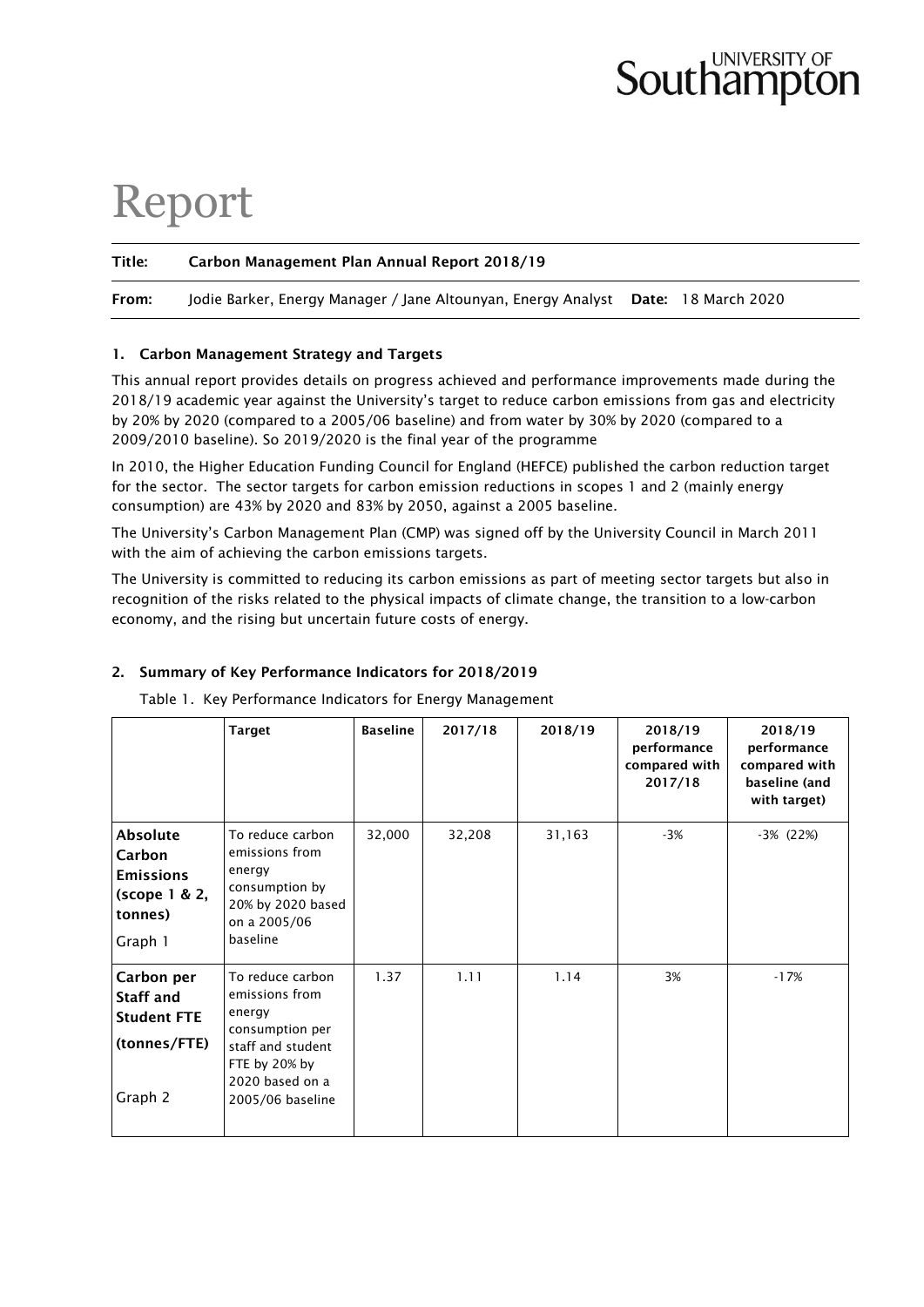# Report

**Title:** **Carbon Management Plan Annual Report 2018/19**

**From:** Jodie Barker, Energy Manager / Jane Altounyan, Energy Analyst **Date:** 18 March 2020

## 1. Carbon Management Strategy and Targets

This annual report provides details on progress achieved and performance improvements made during the 2018/19 academic year against the University's target to reduce carbon emissions from gas and electricity by 20% by 2020 (compared to a 2005/06 baseline) and from water by 30% by 2020 (compared to a 2009/2010 baseline). So 2019/2020 is the final year of the programme

In 2010, the Higher Education Funding Council for England (HEFCE) published the carbon reduction target for the sector. The sector targets for carbon emission reductions in scopes 1 and 2 (mainly energy consumption) are 43% by 2020 and 83% by 2050, against a 2005 baseline.

The University's Carbon Management Plan (CMP) was signed off by the University Council in March 2011 with the aim of achieving the carbon emissions targets.

The University is committed to reducing its carbon emissions as part of meeting sector targets but also in recognition of the risks related to the physical impacts of climate change, the transition to a low-carbon economy, and the rising but uncertain future costs of energy.

## 2. Summary of Key Performance Indicators for 2018/2019

Table 1. Key Performance Indicators for Energy Management

| | Target | Baseline | 2017/18 | 2018/19 | 2018/19 performance compared with 2017/18 | 2018/19 performance compared with baseline (and with target) |
|---|---|---|---|---|---|---|
| **Absolute Carbon Emissions (scope 1 & 2, tonnes)** Graph 1 | To reduce carbon emissions from energy consumption by 20% by 2020 based on a 2005/06 baseline | 32,000 | 32,208 | 31,163 | -3% | -3% (22%) |
| **Carbon per Staff and Student FTE (tonnes/FTE)** Graph 2 | To reduce carbon emissions from energy consumption per staff and student FTE by 20% by 2020 based on a 2005/06 baseline | 1.37 | 1.11 | 1.14 | 3% | -17% |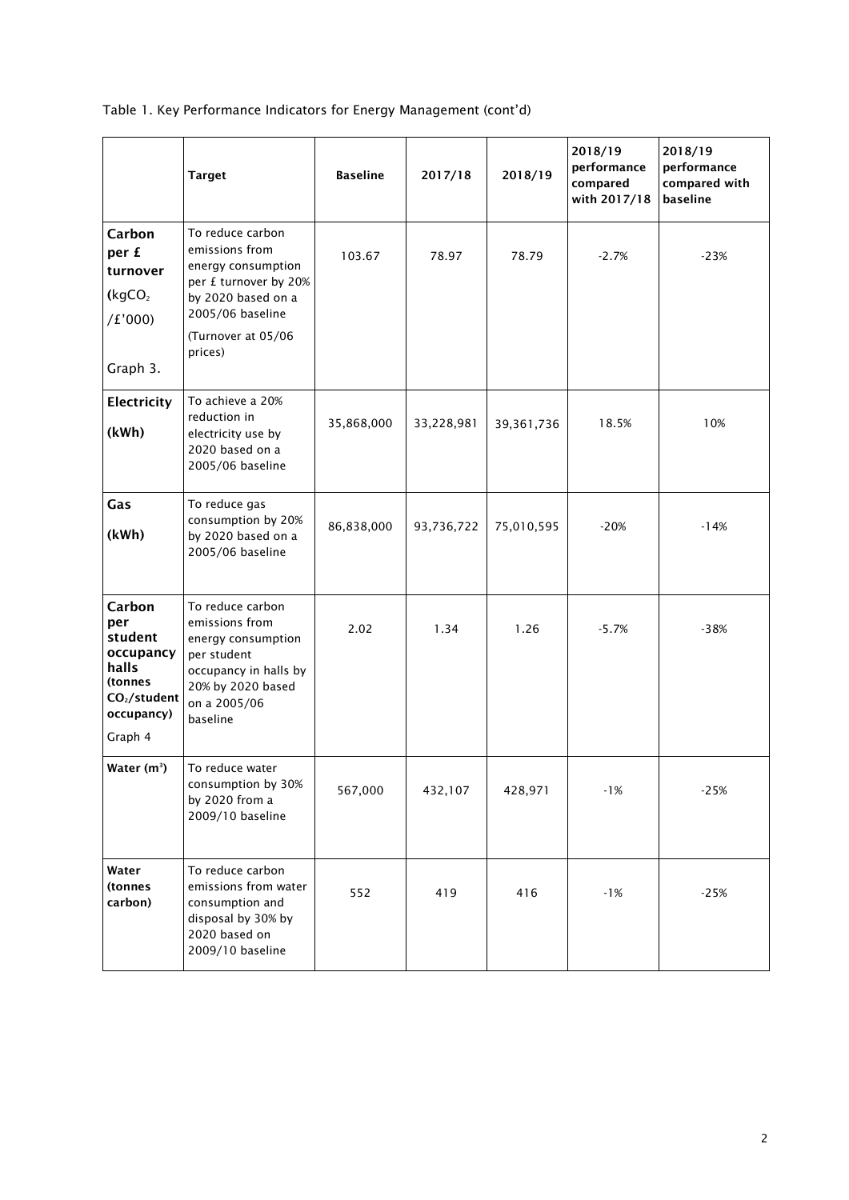Table 1. Key Performance Indicators for Energy Management (cont'd)

| | Target | Baseline | 2017/18 | 2018/19 | 2018/19 performance compared with 2017/18 | 2018/19 performance compared with baseline |
|---|---|---|---|---|---|---|
| **Carbon per £ turnover** ($kgCO_2$ /£'000) Graph 3. | To reduce carbon emissions from energy consumption per £ turnover by 20% by 2020 based on a 2005/06 baseline (Turnover at 05/06 prices) | 103.67 | 78.97 | 78.79 | -2.7% | -23% |
| **Electricity (kWh)** | To achieve a 20% reduction in electricity use by 2020 based on a 2005/06 baseline | 35,868,000 | 33,228,981 | 39,361,736 | 18.5% | 10% |
| **Gas (kWh)** | To reduce gas consumption by 20% by 2020 based on a 2005/06 baseline | 86,838,000 | 93,736,722 | 75,010,595 | -20% | -14% |
| **Carbon per student occupancy halls (tonnes $CO_2$/student occupancy)** Graph 4 | To reduce carbon emissions from energy consumption per student occupancy in halls by 20% by 2020 based on a 2005/06 baseline | 2.02 | 1.34 | 1.26 | -5.7% | -38% |
| **Water ($m^3$)** | To reduce water consumption by 30% by 2020 from a 2009/10 baseline | 567,000 | 432,107 | 428,971 | -1% | -25% |
| **Water (tonnes carbon)** | To reduce carbon emissions from water consumption and disposal by 30% by 2020 based on 2009/10 baseline | 552 | 419 | 416 | -1% | -25% |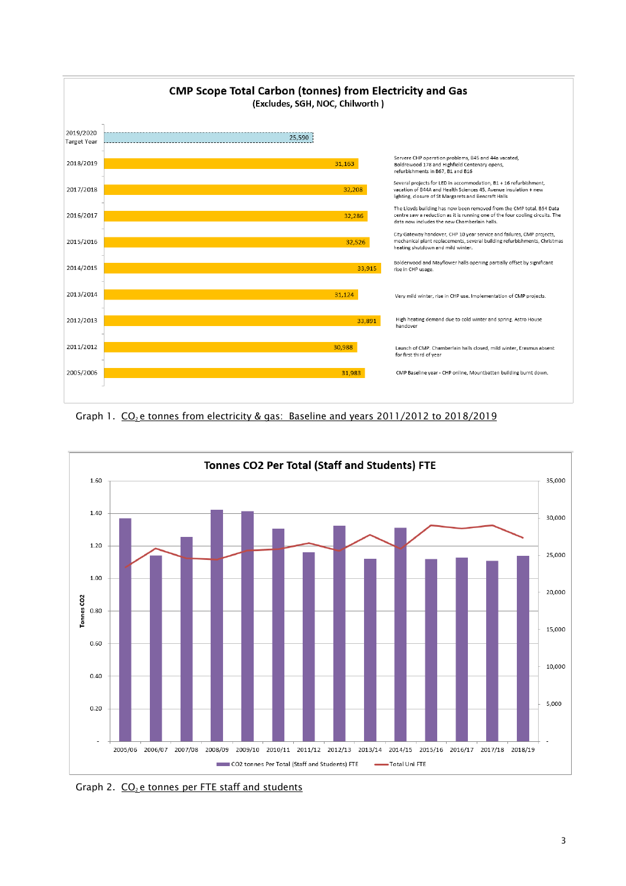**CMP Scope Total Carbon (tonnes) from Electricity and Gas**
(Excludes, SGH, NOC, Chilworth)

| Year | Tonnes | Notes |
|---|---|---|
| 2019/2020 Target Year | 25,590 | |
| 2018/2019 | 31,163 | Servere CHP operation problems, B45 and 44a vacated, Boldrewood 178 and Highfield Centenary opens, refurbishments in B67, B1 and B16 |
| 2017/2018 | 32,208 | Several projects for LED in accommodation, B1 + 16 refurbishment, vacation of B44A and Health Sciences 45, Avenue insulation + new lighting, closure of St Margarets and Bencraft Halls |
| 2016/2017 | 32,286 | The Lloyds building has now been removed from the CMP total. B54 Data centre saw a reduction as it is running one of the four cooling circuits. The data now includes the new Chamberlain halls. |
| 2015/2016 | 32,526 | City Gateway handover, CHP 10 year service and failures, CMP projects, mechanical plant replacements, several building refurbishments, Christmas heating shutdown and mild winter. |
| 2014/2015 | 33,915 | Bolderwood and Mayflower halls opening partially offset by significant rise in CHP usage. |
| 2013/2014 | 31,124 | Very mild winter, rise in CHP use. Implementation of CMP projects. |
| 2012/2013 | 33,891 | High heating demand due to cold winter and spring. Astro House handover |
| 2011/2012 | 30,988 | Launch of CMP. Chamberlain halls closed, mild winter, Erasmus absent for first third of year |
| 2005/2006 | 31,983 | CMP Baseline year - CHP online, Mountbatten building burnt down. |

Graph 1. $CO_2$e tonnes from electricity & gas: Baseline and years 2011/2012 to 2018/2019

**Tonnes CO2 Per Total (Staff and Students) FTE**

Legend: CO2 tonnes Per Total (Staff and Students) FTE; Total Uni FTE

Years: 2005/06, 2006/07, 2007/08, 2008/09, 2009/10, 2010/11, 2011/12, 2012/13, 2013/14, 2014/15, 2015/16, 2016/17, 2017/18, 2018/19

Graph 2. $CO_2$e tonnes per FTE staff and students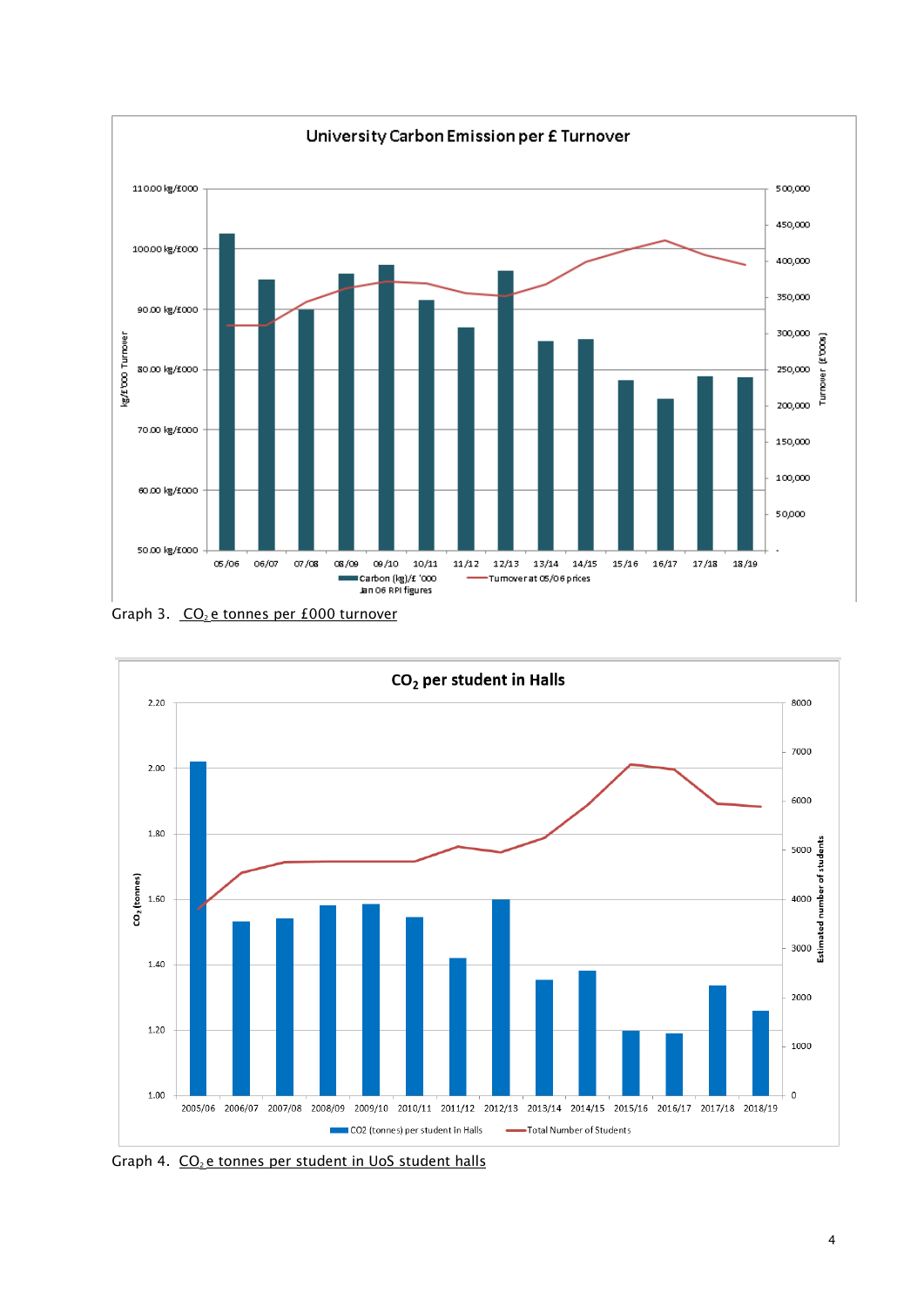Graph 3. CO$_2$e tonnes per £000 turnover

Graph 4. CO$_2$e tonnes per student in UoS student halls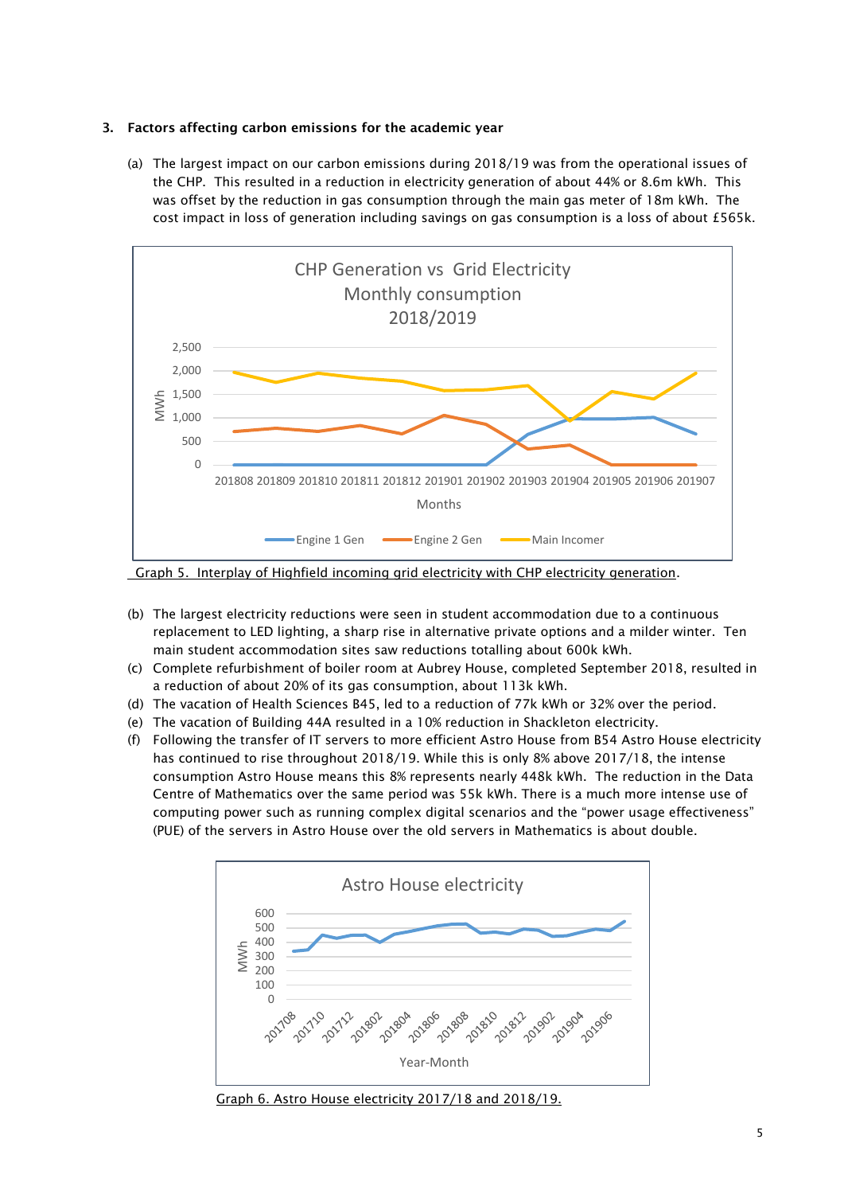## 3. Factors affecting carbon emissions for the academic year

(a) The largest impact on our carbon emissions during 2018/19 was from the operational issues of the CHP. This resulted in a reduction in electricity generation of about 44% or 8.6m kWh. This was offset by the reduction in gas consumption through the main gas meter of 18m kWh. The cost impact in loss of generation including savings on gas consumption is a loss of about £565k.

Graph 5. Interplay of Highfield incoming grid electricity with CHP electricity generation.

(b) The largest electricity reductions were seen in student accommodation due to a continuous replacement to LED lighting, a sharp rise in alternative private options and a milder winter. Ten main student accommodation sites saw reductions totalling about 600k kWh.

(c) Complete refurbishment of boiler room at Aubrey House, completed September 2018, resulted in a reduction of about 20% of its gas consumption, about 113k kWh.

(d) The vacation of Health Sciences B45, led to a reduction of 77k kWh or 32% over the period.

(e) The vacation of Building 44A resulted in a 10% reduction in Shackleton electricity.

(f) Following the transfer of IT servers to more efficient Astro House from B54 Astro House electricity has continued to rise throughout 2018/19. While this is only 8% above 2017/18, the intense consumption Astro House means this 8% represents nearly 448k kWh. The reduction in the Data Centre of Mathematics over the same period was 55k kWh. There is a much more intense use of computing power such as running complex digital scenarios and the "power usage effectiveness" (PUE) of the servers in Astro House over the old servers in Mathematics is about double.

Graph 6. Astro House electricity 2017/18 and 2018/19.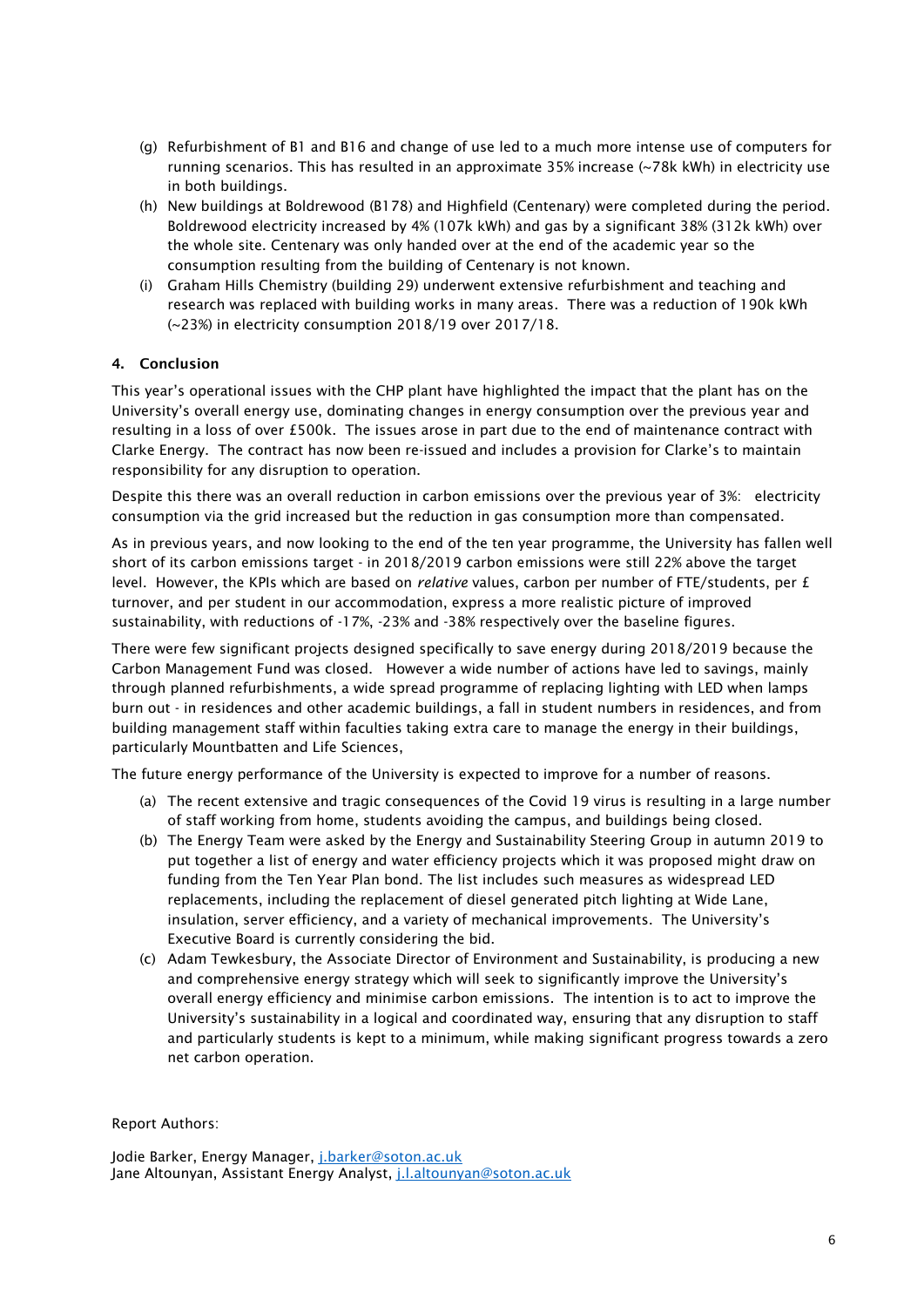(g) Refurbishment of B1 and B16 and change of use led to a much more intense use of computers for running scenarios. This has resulted in an approximate 35% increase (~78k kWh) in electricity use in both buildings.

(h) New buildings at Boldrewood (B178) and Highfield (Centenary) were completed during the period. Boldrewood electricity increased by 4% (107k kWh) and gas by a significant 38% (312k kWh) over the whole site. Centenary was only handed over at the end of the academic year so the consumption resulting from the building of Centenary is not known.

(i) Graham Hills Chemistry (building 29) underwent extensive refurbishment and teaching and research was replaced with building works in many areas. There was a reduction of 190k kWh (~23%) in electricity consumption 2018/19 over 2017/18.

## 4. Conclusion

This year's operational issues with the CHP plant have highlighted the impact that the plant has on the University's overall energy use, dominating changes in energy consumption over the previous year and resulting in a loss of over £500k. The issues arose in part due to the end of maintenance contract with Clarke Energy. The contract has now been re-issued and includes a provision for Clarke's to maintain responsibility for any disruption to operation.

Despite this there was an overall reduction in carbon emissions over the previous year of 3%: electricity consumption via the grid increased but the reduction in gas consumption more than compensated.

As in previous years, and now looking to the end of the ten year programme, the University has fallen well short of its carbon emissions target - in 2018/2019 carbon emissions were still 22% above the target level. However, the KPIs which are based on *relative* values, carbon per number of FTE/students, per £ turnover, and per student in our accommodation, express a more realistic picture of improved sustainability, with reductions of -17%, -23% and -38% respectively over the baseline figures.

There were few significant projects designed specifically to save energy during 2018/2019 because the Carbon Management Fund was closed. However a wide number of actions have led to savings, mainly through planned refurbishments, a wide spread programme of replacing lighting with LED when lamps burn out - in residences and other academic buildings, a fall in student numbers in residences, and from building management staff within faculties taking extra care to manage the energy in their buildings, particularly Mountbatten and Life Sciences,

The future energy performance of the University is expected to improve for a number of reasons.

(a) The recent extensive and tragic consequences of the Covid 19 virus is resulting in a large number of staff working from home, students avoiding the campus, and buildings being closed.

(b) The Energy Team were asked by the Energy and Sustainability Steering Group in autumn 2019 to put together a list of energy and water efficiency projects which it was proposed might draw on funding from the Ten Year Plan bond. The list includes such measures as widespread LED replacements, including the replacement of diesel generated pitch lighting at Wide Lane, insulation, server efficiency, and a variety of mechanical improvements. The University's Executive Board is currently considering the bid.

(c) Adam Tewkesbury, the Associate Director of Environment and Sustainability, is producing a new and comprehensive energy strategy which will seek to significantly improve the University's overall energy efficiency and minimise carbon emissions. The intention is to act to improve the University's sustainability in a logical and coordinated way, ensuring that any disruption to staff and particularly students is kept to a minimum, while making significant progress towards a zero net carbon operation.

Report Authors:

Jodie Barker, Energy Manager, j.barker@soton.ac.uk
Jane Altounyan, Assistant Energy Analyst, j.l.altounyan@soton.ac.uk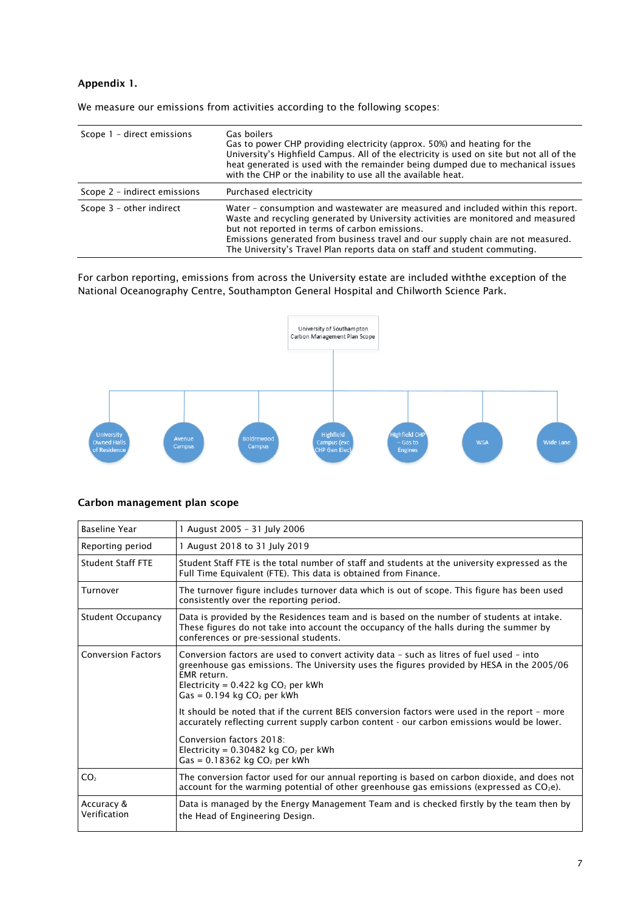**Appendix 1.**

We measure our emissions from activities according to the following scopes:

| | |
|---|---|
| Scope 1 – direct emissions | Gas boilers<br>Gas to power CHP providing electricity (approx. 50%) and heating for the University's Highfield Campus. All of the electricity is used on site but not all of the heat generated is used with the remainder being dumped due to mechanical issues with the CHP or the inability to use all the available heat. |
| Scope 2 – indirect emissions | Purchased electricity |
| Scope 3 – other indirect | Water – consumption and wastewater are measured and included within this report.<br>Waste and recycling generated by University activities are monitored and measured but not reported in terms of carbon emissions.<br>Emissions generated from business travel and our supply chain are not measured.<br>The University's Travel Plan reports data on staff and student commuting. |

For carbon reporting, emissions from across the University estate are included withthe exception of the National Oceanography Centre, Southampton General Hospital and Chilworth Science Park.

University of Southampton Carbon Management Plan Scope

University Owned Halls of Residence

Avenue Campus

Boldrewood Campus

Highfield Campus (exc CHP Gen Elec)

Highfield CHP – Gas to Engines

WSA

Wide Lane

**Carbon management plan scope**

| | |
|---|---|
| Baseline Year | 1 August 2005 – 31 July 2006 |
| Reporting period | 1 August 2018 to 31 July 2019 |
| Student Staff FTE | Student Staff FTE is the total number of staff and students at the university expressed as the Full Time Equivalent (FTE). This data is obtained from Finance. |
| Turnover | The turnover figure includes turnover data which is out of scope. This figure has been used consistently over the reporting period. |
| Student Occupancy | Data is provided by the Residences team and is based on the number of students at intake. These figures do not take into account the occupancy of the halls during the summer by conferences or pre-sessional students. |
| Conversion Factors | Conversion factors are used to convert activity data – such as litres of fuel used – into greenhouse gas emissions. The University uses the figures provided by HESA in the 2005/06 EMR return.<br>Electricity = 0.422 kg $CO_2$ per kWh<br>Gas = 0.194 kg $CO_2$ per kWh<br><br>It should be noted that if the current BEIS conversion factors were used in the report – more accurately reflecting current supply carbon content - our carbon emissions would be lower.<br><br>Conversion factors 2018:<br>Electricity = 0.30482 kg $CO_2$ per kWh<br>Gas = 0.18362 kg $CO_2$ per kWh |
| $CO_2$ | The conversion factor used for our annual reporting is based on carbon dioxide, and does not account for the warming potential of other greenhouse gas emissions (expressed as $CO_2$e). |
| Accuracy & Verification | Data is managed by the Energy Management Team and is checked firstly by the team then by the Head of Engineering Design. |